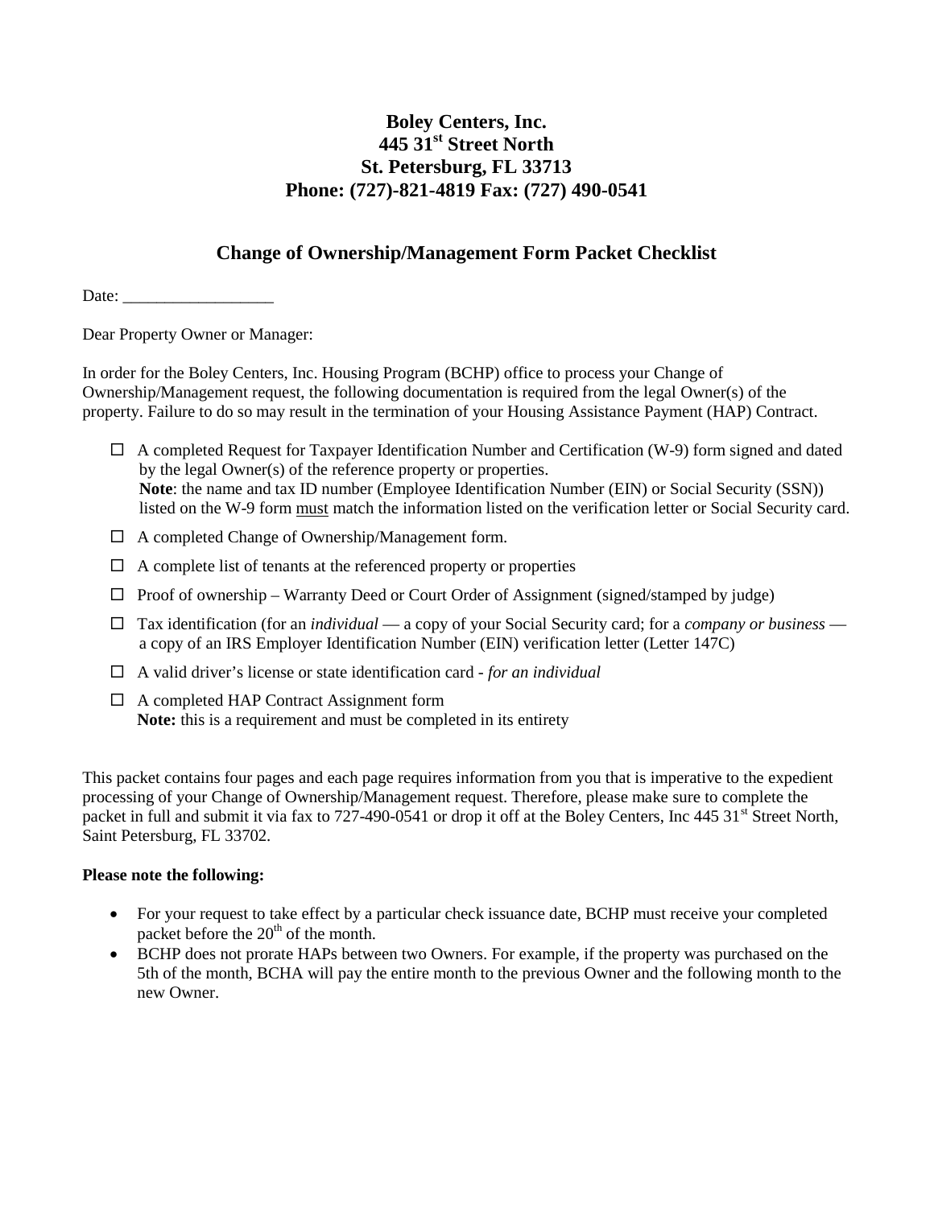# Boley Centers, Inc.
# 445 31st Street North
# St. Petersburg, FL 33713
# Phone: (727)-821-4819 Fax: (727) 490-0541

## Change of Ownership/Management Form Packet Checklist

Date: __________________

Dear Property Owner or Manager:

In order for the Boley Centers, Inc. Housing Program (BCHP) office to process your Change of Ownership/Management request, the following documentation is required from the legal Owner(s) of the property. Failure to do so may result in the termination of your Housing Assistance Payment (HAP) Contract.

- ☐ A completed Request for Taxpayer Identification Number and Certification (W-9) form signed and dated by the legal Owner(s) of the reference property or properties.
  **Note**: the name and tax ID number (Employee Identification Number (EIN) or Social Security (SSN)) listed on the W-9 form must match the information listed on the verification letter or Social Security card.
- ☐ A completed Change of Ownership/Management form.
- ☐ A complete list of tenants at the referenced property or properties
- ☐ Proof of ownership – Warranty Deed or Court Order of Assignment (signed/stamped by judge)
- ☐ Tax identification (for an *individual* — a copy of your Social Security card; for a *company or business* — a copy of an IRS Employer Identification Number (EIN) verification letter (Letter 147C)
- ☐ A valid driver's license or state identification card - *for an individual*
- ☐ A completed HAP Contract Assignment form
  **Note:** this is a requirement and must be completed in its entirety

This packet contains four pages and each page requires information from you that is imperative to the expedient processing of your Change of Ownership/Management request. Therefore, please make sure to complete the packet in full and submit it via fax to 727-490-0541 or drop it off at the Boley Centers, Inc 445 31st Street North, Saint Petersburg, FL 33702.

**Please note the following:**

- For your request to take effect by a particular check issuance date, BCHP must receive your completed packet before the 20th of the month.
- BCHP does not prorate HAPs between two Owners. For example, if the property was purchased on the 5th of the month, BCHA will pay the entire month to the previous Owner and the following month to the new Owner.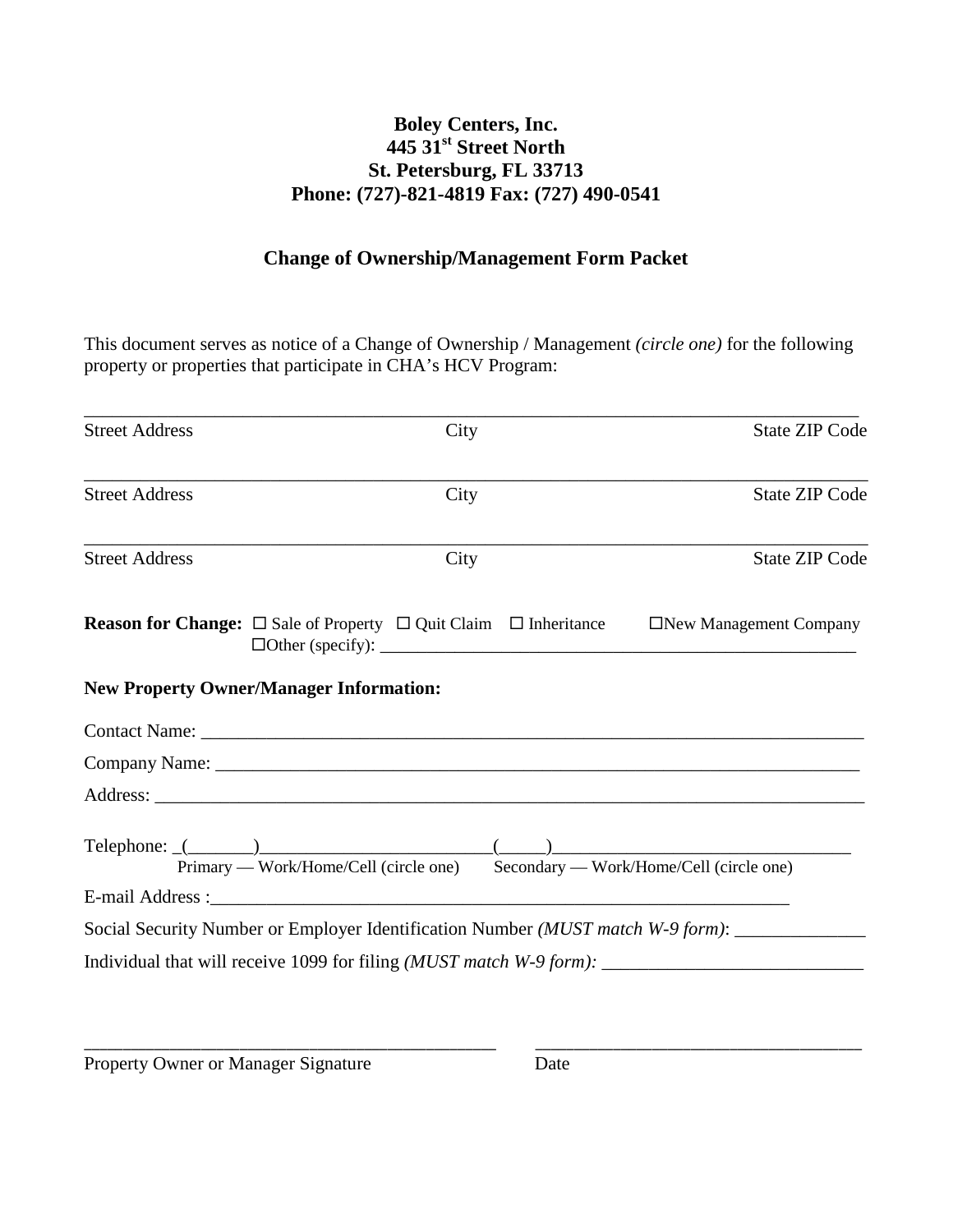**Boley Centers, Inc.**
**445 31st Street North**
**St. Petersburg, FL 33713**
**Phone: (727)-821-4819 Fax: (727) 490-0541**

## Change of Ownership/Management Form Packet

This document serves as notice of a Change of Ownership / Management *(circle one)* for the following property or properties that participate in CHA's HCV Program:

_______________________________________________________________________________

Street Address City State ZIP Code

_______________________________________________________________________________

Street Address City State ZIP Code

_______________________________________________________________________________

Street Address City State ZIP Code

**Reason for Change:** ☐ Sale of Property ☐ Quit Claim ☐ Inheritance ☐New Management Company ☐Other (specify): _____________________________________________________

**New Property Owner/Manager Information:**

Contact Name: ___________________________________________________________________________

Company Name: _________________________________________________________________________

Address: ________________________________________________________________________________

Telephone: _(_______)________________________(_____)_______________________________
Primary — Work/Home/Cell (circle one) Secondary — Work/Home/Cell (circle one)

E-mail Address :_______________________________________________________________

Social Security Number or Employer Identification Number *(MUST match W-9 form)*: ______________

Individual that will receive 1099 for filing *(MUST match W-9 form):* ___________________________

____________________________________________ __________________________________

Property Owner or Manager Signature Date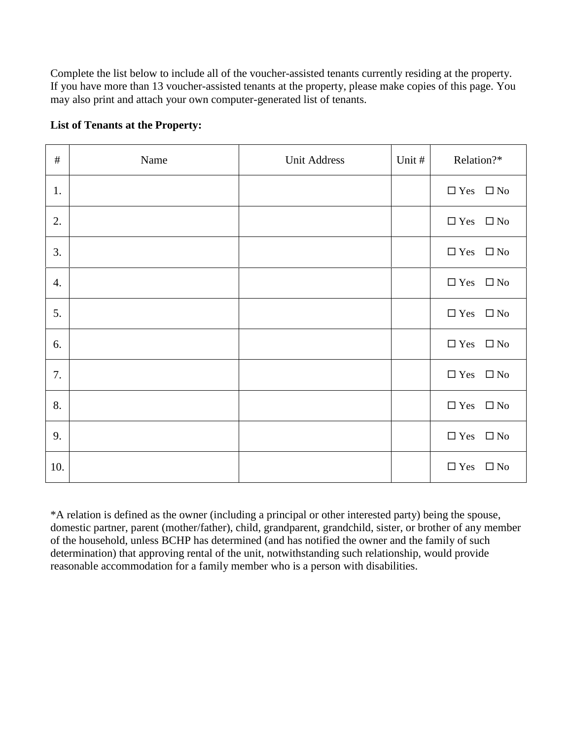Complete the list below to include all of the voucher-assisted tenants currently residing at the property. If you have more than 13 voucher-assisted tenants at the property, please make copies of this page. You may also print and attach your own computer-generated list of tenants.

**List of Tenants at the Property:**

| # | Name | Unit Address | Unit # | Relation?* |
|---|---|---|---|---|
| 1. | | | | ☐ Yes ☐ No |
| 2. | | | | ☐ Yes ☐ No |
| 3. | | | | ☐ Yes ☐ No |
| 4. | | | | ☐ Yes ☐ No |
| 5. | | | | ☐ Yes ☐ No |
| 6. | | | | ☐ Yes ☐ No |
| 7. | | | | ☐ Yes ☐ No |
| 8. | | | | ☐ Yes ☐ No |
| 9. | | | | ☐ Yes ☐ No |
| 10. | | | | ☐ Yes ☐ No |

*A relation is defined as the owner (including a principal or other interested party) being the spouse, domestic partner, parent (mother/father), child, grandparent, grandchild, sister, or brother of any member of the household, unless BCHP has determined (and has notified the owner and the family of such determination) that approving rental of the unit, notwithstanding such relationship, would provide reasonable accommodation for a family member who is a person with disabilities.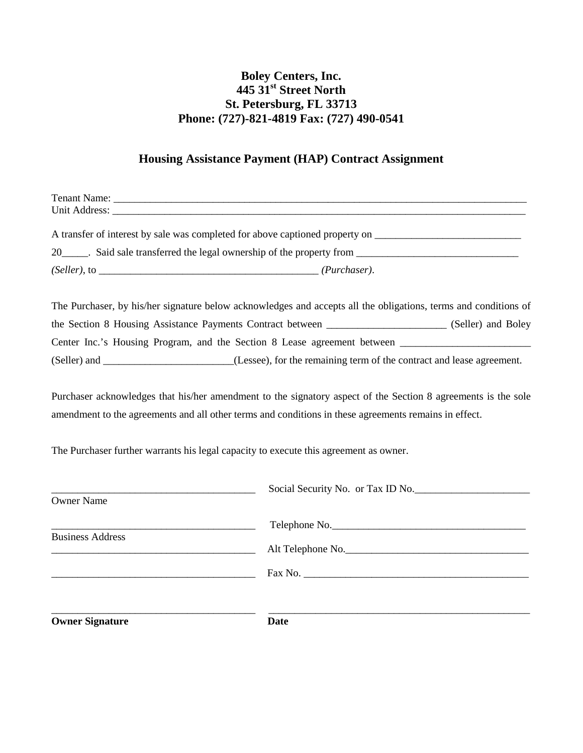**Boley Centers, Inc.**
**445 31st Street North**
**St. Petersburg, FL 33713**
**Phone: (727)-821-4819 Fax: (727) 490-0541**

## Housing Assistance Payment (HAP) Contract Assignment

Tenant Name: ____________________________________________________________________________
Unit Address: ____________________________________________________________________________

A transfer of interest by sale was completed for above captioned property on ___________________________
20_____. Said sale transferred the legal ownership of the property from ______________________________
*(Seller)*, to ________________________________________ *(Purchaser)*.

The Purchaser, by his/her signature below acknowledges and accepts all the obligations, terms and conditions of the Section 8 Housing Assistance Payments Contract between ______________________ (Seller) and Boley Center Inc.'s Housing Program, and the Section 8 Lease agreement between ________________________ (Seller) and ________________________(Lessee), for the remaining term of the contract and lease agreement.

Purchaser acknowledges that his/her amendment to the signatory aspect of the Section 8 agreements is the sole amendment to the agreements and all other terms and conditions in these agreements remains in effect.

The Purchaser further warrants his legal capacity to execute this agreement as owner.

______________________________________ Social Security No. or Tax ID No.______________________
Owner Name

______________________________________ Telephone No.____________________________________
Business Address
______________________________________ Alt Telephone No.__________________________________

______________________________________ Fax No. _________________________________________

______________________________________ ___________________________________________________
**Owner Signature** **Date**